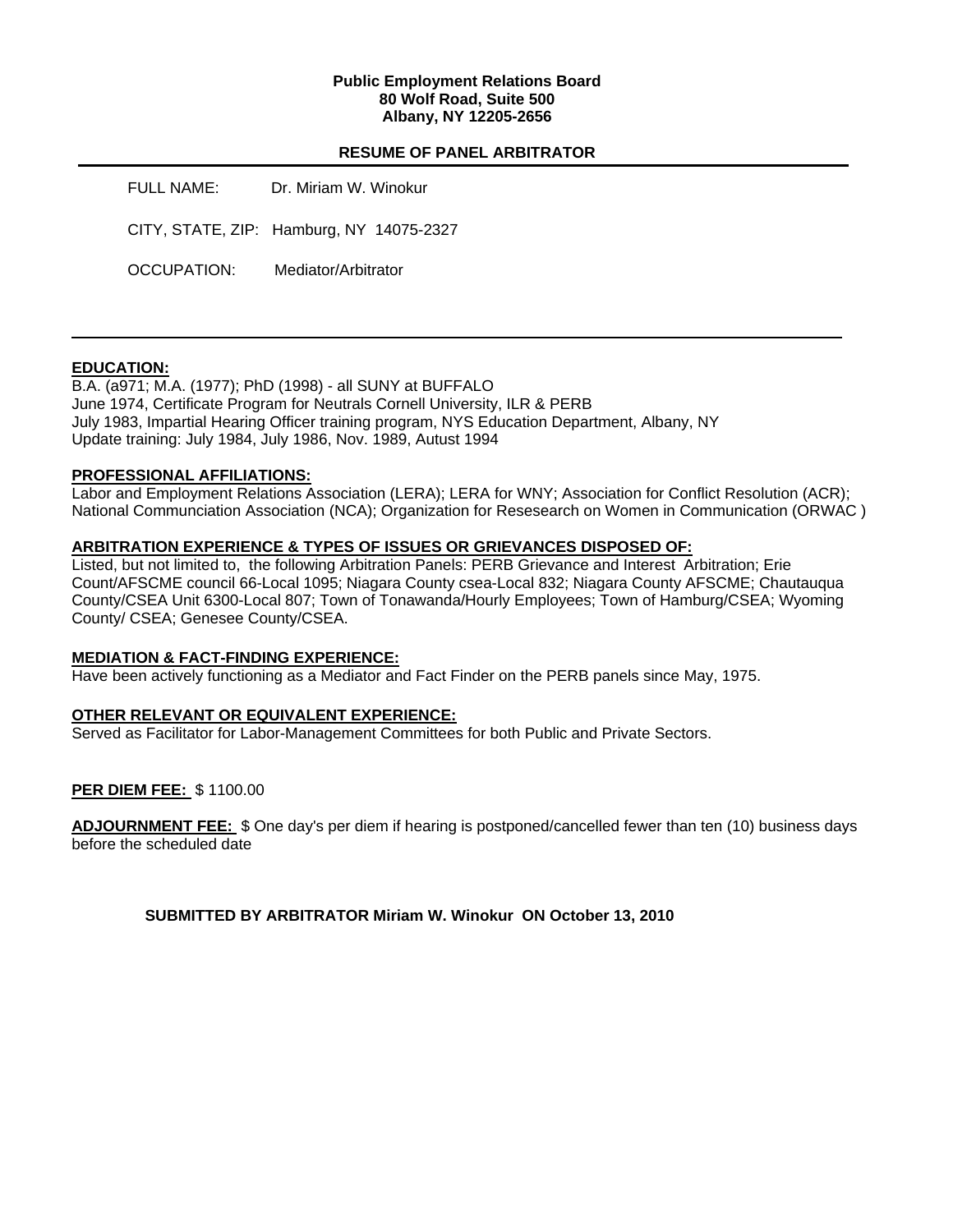**Public Employment Relations Board**
**80 Wolf Road, Suite 500**
**Albany, NY 12205-2656**

**RESUME OF PANEL ARBITRATOR**

---

FULL NAME: Dr. Miriam W. Winokur

CITY, STATE, ZIP: Hamburg, NY 14075-2327

OCCUPATION: Mediator/Arbitrator

---

**EDUCATION:**

B.A. (a971; M.A. (1977); PhD (1998) - all SUNY at BUFFALO
June 1974, Certificate Program for Neutrals Cornell University, ILR & PERB
July 1983, Impartial Hearing Officer training program, NYS Education Department, Albany, NY
Update training: July 1984, July 1986, Nov. 1989, Autust 1994

**PROFESSIONAL AFFILIATIONS:**

Labor and Employment Relations Association (LERA); LERA for WNY; Association for Conflict Resolution (ACR); National Communciation Association (NCA); Organization for Resesearch on Women in Communication (ORWAC )

**ARBITRATION EXPERIENCE & TYPES OF ISSUES OR GRIEVANCES DISPOSED OF:**

Listed, but not limited to, the following Arbitration Panels: PERB Grievance and Interest Arbitration; Erie Count/AFSCME council 66-Local 1095; Niagara County csea-Local 832; Niagara County AFSCME; Chautauqua County/CSEA Unit 6300-Local 807; Town of Tonawanda/Hourly Employees; Town of Hamburg/CSEA; Wyoming County/ CSEA; Genesee County/CSEA.

**MEDIATION & FACT-FINDING EXPERIENCE:**

Have been actively functioning as a Mediator and Fact Finder on the PERB panels since May, 1975.

**OTHER RELEVANT OR EQUIVALENT EXPERIENCE:**

Served as Facilitator for Labor-Management Committees for both Public and Private Sectors.

**PER DIEM FEE:** $ 1100.00

**ADJOURNMENT FEE:** $ One day's per diem if hearing is postponed/cancelled fewer than ten (10) business days before the scheduled date

**SUBMITTED BY ARBITRATOR Miriam W. Winokur ON October 13, 2010**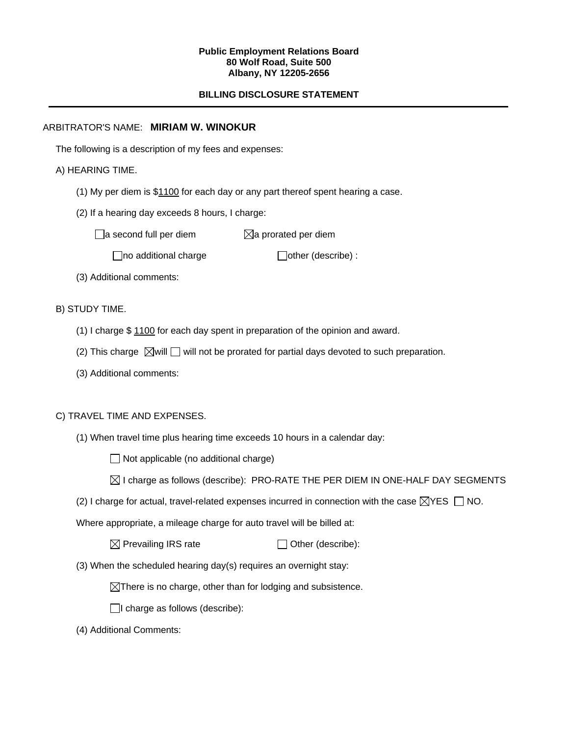**Public Employment Relations Board**
**80 Wolf Road, Suite 500**
**Albany, NY 12205-2656**

**BILLING DISCLOSURE STATEMENT**

---

ARBITRATOR'S NAME: **MIRIAM W. WINOKUR**

The following is a description of my fees and expenses:

A) HEARING TIME.

(1) My per diem is $1100 for each day or any part thereof spent hearing a case.

(2) If a hearing day exceeds 8 hours, I charge:

☐ a second full per diem ☒ a prorated per diem

☐ no additional charge ☐ other (describe) :

(3) Additional comments:

B) STUDY TIME.

(1) I charge $ 1100 for each day spent in preparation of the opinion and award.

(2) This charge ☒ will ☐ will not be prorated for partial days devoted to such preparation.

(3) Additional comments:

C) TRAVEL TIME AND EXPENSES.

(1) When travel time plus hearing time exceeds 10 hours in a calendar day:

☐ Not applicable (no additional charge)

☒ I charge as follows (describe): PRO-RATE THE PER DIEM IN ONE-HALF DAY SEGMENTS

(2) I charge for actual, travel-related expenses incurred in connection with the case ☒ YES ☐ NO.

Where appropriate, a mileage charge for auto travel will be billed at:

☒ Prevailing IRS rate ☐ Other (describe):

(3) When the scheduled hearing day(s) requires an overnight stay:

☒ There is no charge, other than for lodging and subsistence.

☐ I charge as follows (describe):

(4) Additional Comments: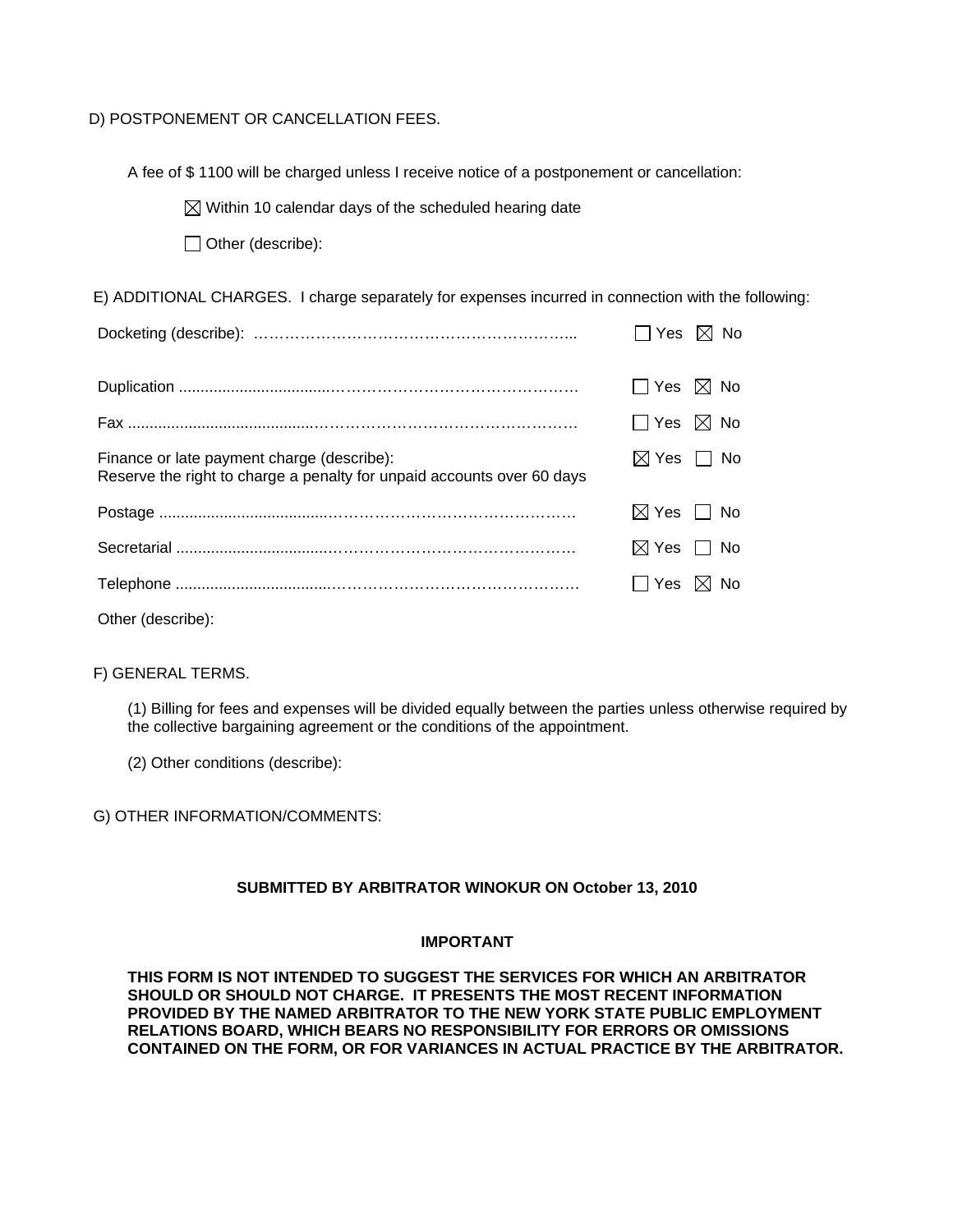D) POSTPONEMENT OR CANCELLATION FEES.

A fee of $ 1100 will be charged unless I receive notice of a postponement or cancellation:

☒ Within 10 calendar days of the scheduled hearing date

☐ Other (describe):

E) ADDITIONAL CHARGES. I charge separately for expenses incurred in connection with the following:

| | |
|---|---|
| Docketing (describe): …………………………………………………... | ☐ Yes ☒ No |
| Duplication ....................................………………………………………… | ☐ Yes ☒ No |
| Fax ..........................................…………………………………………… | ☐ Yes ☒ No |
| Finance or late payment charge (describe): Reserve the right to charge a penalty for unpaid accounts over 60 days | ☒ Yes ☐ No |
| Postage .......................................………………………………………… | ☒ Yes ☐ No |
| Secretarial ..................................………………………………………… | ☒ Yes ☐ No |
| Telephone ...................................………………………………………… | ☐ Yes ☒ No |

Other (describe):

F) GENERAL TERMS.

(1) Billing for fees and expenses will be divided equally between the parties unless otherwise required by the collective bargaining agreement or the conditions of the appointment.

(2) Other conditions (describe):

G) OTHER INFORMATION/COMMENTS:

**SUBMITTED BY ARBITRATOR WINOKUR ON October 13, 2010**

**IMPORTANT**

**THIS FORM IS NOT INTENDED TO SUGGEST THE SERVICES FOR WHICH AN ARBITRATOR SHOULD OR SHOULD NOT CHARGE. IT PRESENTS THE MOST RECENT INFORMATION PROVIDED BY THE NAMED ARBITRATOR TO THE NEW YORK STATE PUBLIC EMPLOYMENT RELATIONS BOARD, WHICH BEARS NO RESPONSIBILITY FOR ERRORS OR OMISSIONS CONTAINED ON THE FORM, OR FOR VARIANCES IN ACTUAL PRACTICE BY THE ARBITRATOR.**